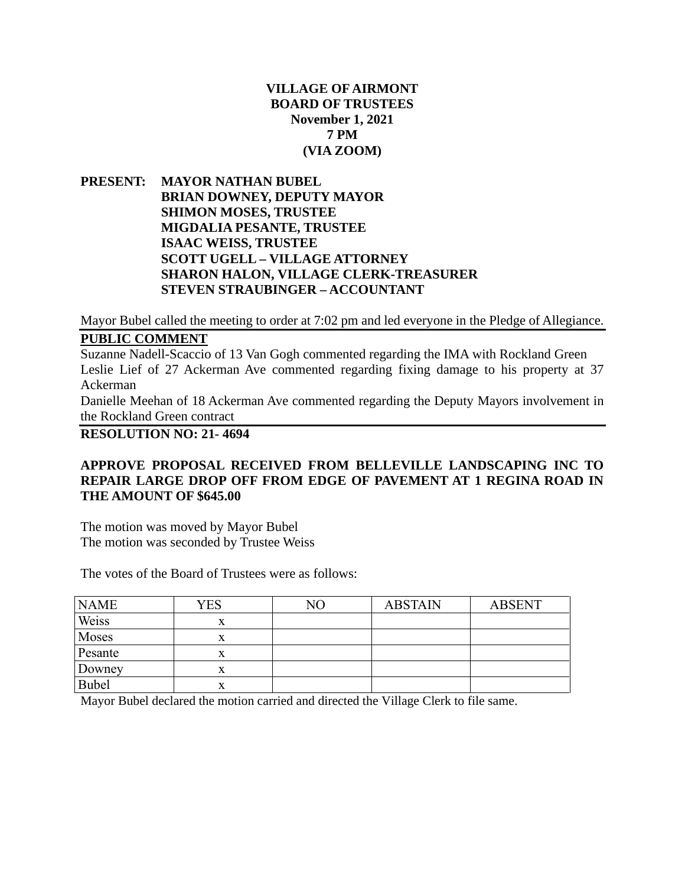# VILLAGE OF AIRMONT
# BOARD OF TRUSTEES
# November 1, 2021
# 7 PM
# (VIA ZOOM)

**PRESENT:** **MAYOR NATHAN BUBEL**
**BRIAN DOWNEY, DEPUTY MAYOR**
**SHIMON MOSES, TRUSTEE**
**MIGDALIA PESANTE, TRUSTEE**
**ISAAC WEISS, TRUSTEE**
**SCOTT UGELL – VILLAGE ATTORNEY**
**SHARON HALON, VILLAGE CLERK-TREASURER**
**STEVEN STRAUBINGER – ACCOUNTANT**

Mayor Bubel called the meeting to order at 7:02 pm and led everyone in the Pledge of Allegiance.

## PUBLIC COMMENT

Suzanne Nadell-Scaccio of 13 Van Gogh commented regarding the IMA with Rockland Green
Leslie Lief of 27 Ackerman Ave commented regarding fixing damage to his property at 37 Ackerman
Danielle Meehan of 18 Ackerman Ave commented regarding the Deputy Mayors involvement in the Rockland Green contract

## RESOLUTION NO: 21- 4694

**APPROVE PROPOSAL RECEIVED FROM BELLEVILLE LANDSCAPING INC TO REPAIR LARGE DROP OFF FROM EDGE OF PAVEMENT AT 1 REGINA ROAD IN THE AMOUNT OF $645.00**

The motion was moved by Mayor Bubel
The motion was seconded by Trustee Weiss

The votes of the Board of Trustees were as follows:

| NAME | YES | NO | ABSTAIN | ABSENT |
|---|---|---|---|---|
| Weiss | x | | | |
| Moses | x | | | |
| Pesante | x | | | |
| Downey | x | | | |
| Bubel | x | | | |

Mayor Bubel declared the motion carried and directed the Village Clerk to file same.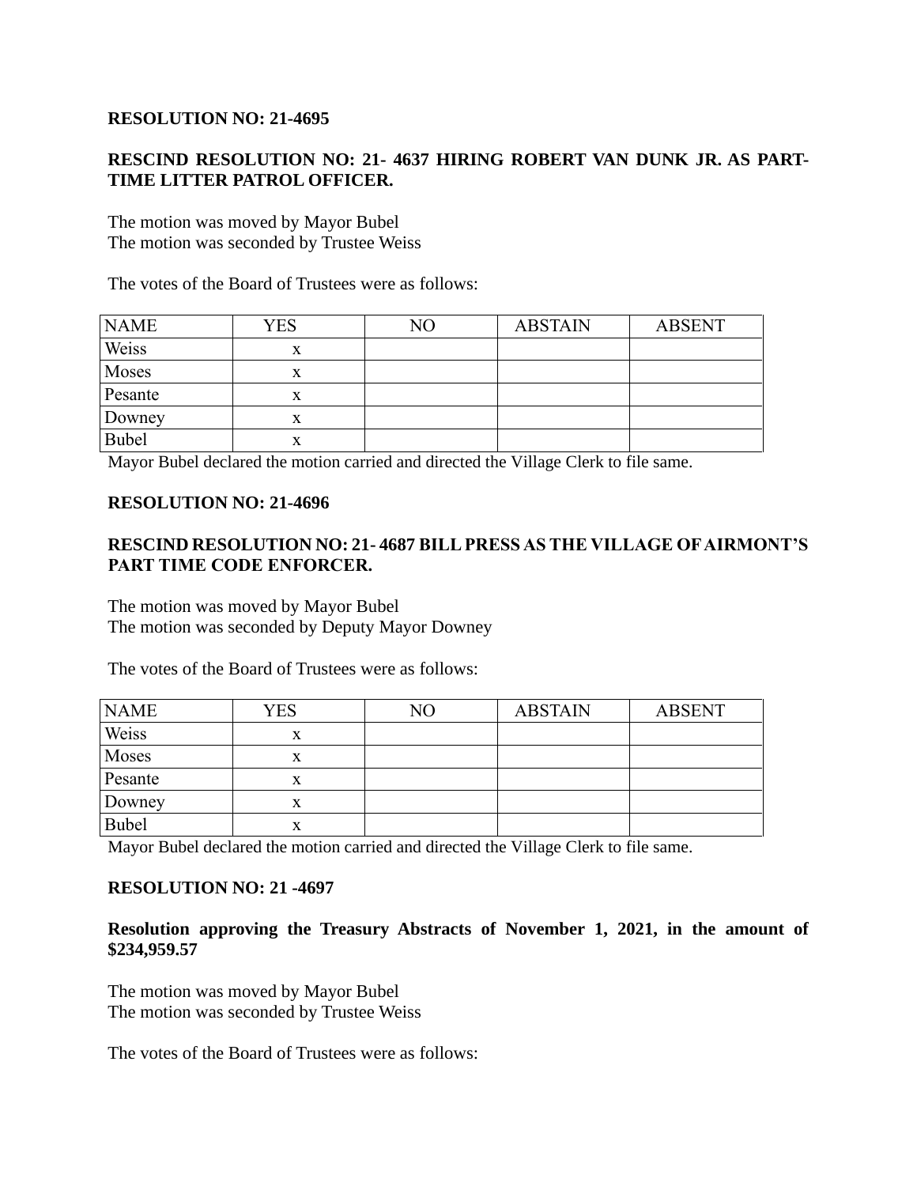**RESOLUTION NO: 21-4695**

**RESCIND RESOLUTION NO: 21- 4637 HIRING ROBERT VAN DUNK JR. AS PART-TIME LITTER PATROL OFFICER.**

The motion was moved by Mayor Bubel
The motion was seconded by Trustee Weiss

The votes of the Board of Trustees were as follows:

| NAME | YES | NO | ABSTAIN | ABSENT |
|---|---|---|---|---|
| Weiss | x | | | |
| Moses | x | | | |
| Pesante | x | | | |
| Downey | x | | | |
| Bubel | x | | | |

Mayor Bubel declared the motion carried and directed the Village Clerk to file same.

**RESOLUTION NO: 21-4696**

**RESCIND RESOLUTION NO: 21- 4687 BILL PRESS AS THE VILLAGE OF AIRMONT'S PART TIME CODE ENFORCER.**

The motion was moved by Mayor Bubel
The motion was seconded by Deputy Mayor Downey

The votes of the Board of Trustees were as follows:

| NAME | YES | NO | ABSTAIN | ABSENT |
|---|---|---|---|---|
| Weiss | x | | | |
| Moses | x | | | |
| Pesante | x | | | |
| Downey | x | | | |
| Bubel | x | | | |

Mayor Bubel declared the motion carried and directed the Village Clerk to file same.

**RESOLUTION NO: 21 -4697**

**Resolution approving the Treasury Abstracts of November 1, 2021, in the amount of $234,959.57**

The motion was moved by Mayor Bubel
The motion was seconded by Trustee Weiss

The votes of the Board of Trustees were as follows: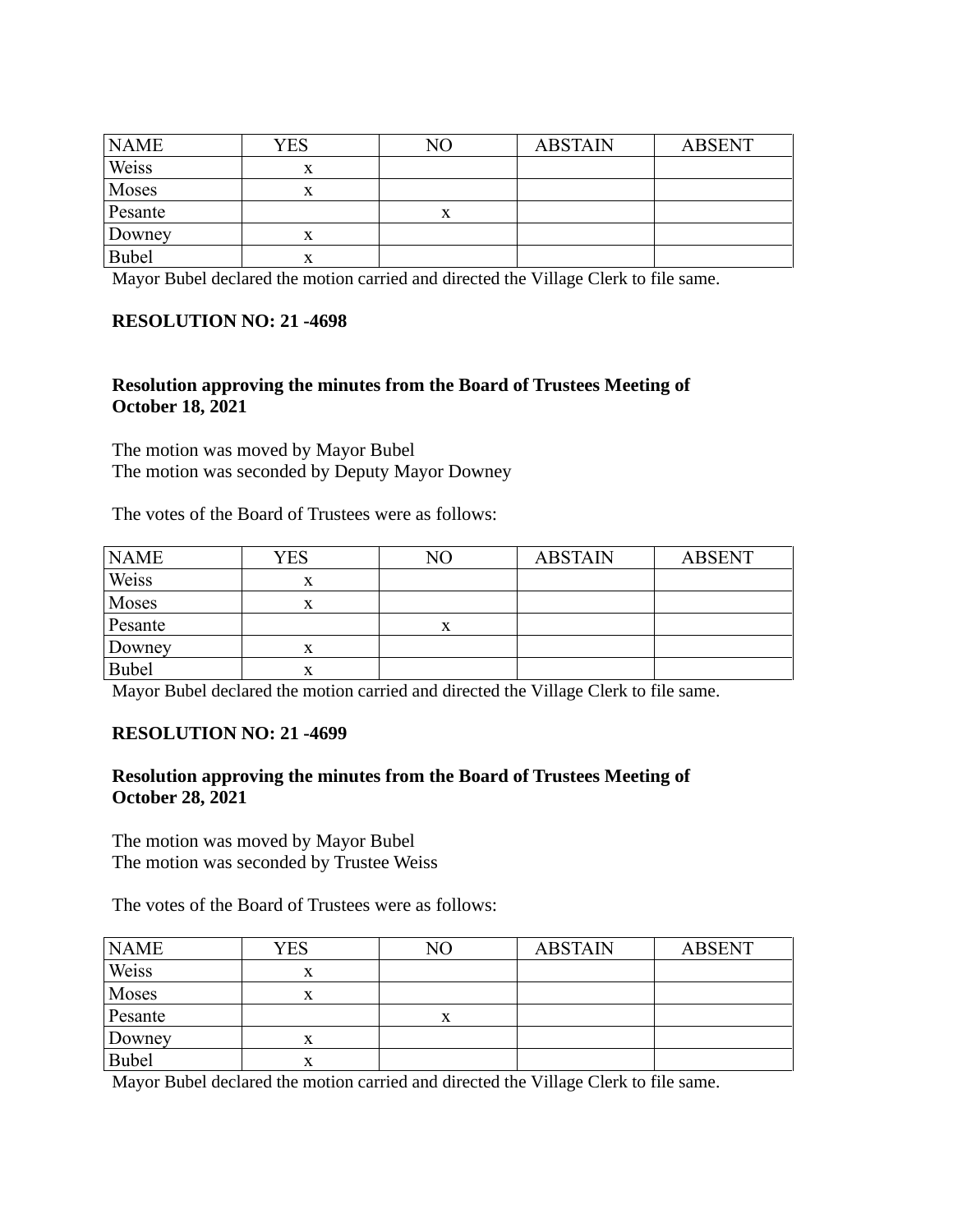| NAME | YES | NO | ABSTAIN | ABSENT |
|---|---|---|---|---|
| Weiss | x | | | |
| Moses | x | | | |
| Pesante | | x | | |
| Downey | x | | | |
| Bubel | x | | | |

Mayor Bubel declared the motion carried and directed the Village Clerk to file same.

**RESOLUTION NO: 21 -4698**

**Resolution approving the minutes from the Board of Trustees Meeting of October 18, 2021**

The motion was moved by Mayor Bubel
The motion was seconded by Deputy Mayor Downey

The votes of the Board of Trustees were as follows:

| NAME | YES | NO | ABSTAIN | ABSENT |
|---|---|---|---|---|
| Weiss | x | | | |
| Moses | x | | | |
| Pesante | | x | | |
| Downey | x | | | |
| Bubel | x | | | |

Mayor Bubel declared the motion carried and directed the Village Clerk to file same.

**RESOLUTION NO: 21 -4699**

**Resolution approving the minutes from the Board of Trustees Meeting of October 28, 2021**

The motion was moved by Mayor Bubel
The motion was seconded by Trustee Weiss

The votes of the Board of Trustees were as follows:

| NAME | YES | NO | ABSTAIN | ABSENT |
|---|---|---|---|---|
| Weiss | x | | | |
| Moses | x | | | |
| Pesante | | x | | |
| Downey | x | | | |
| Bubel | x | | | |

Mayor Bubel declared the motion carried and directed the Village Clerk to file same.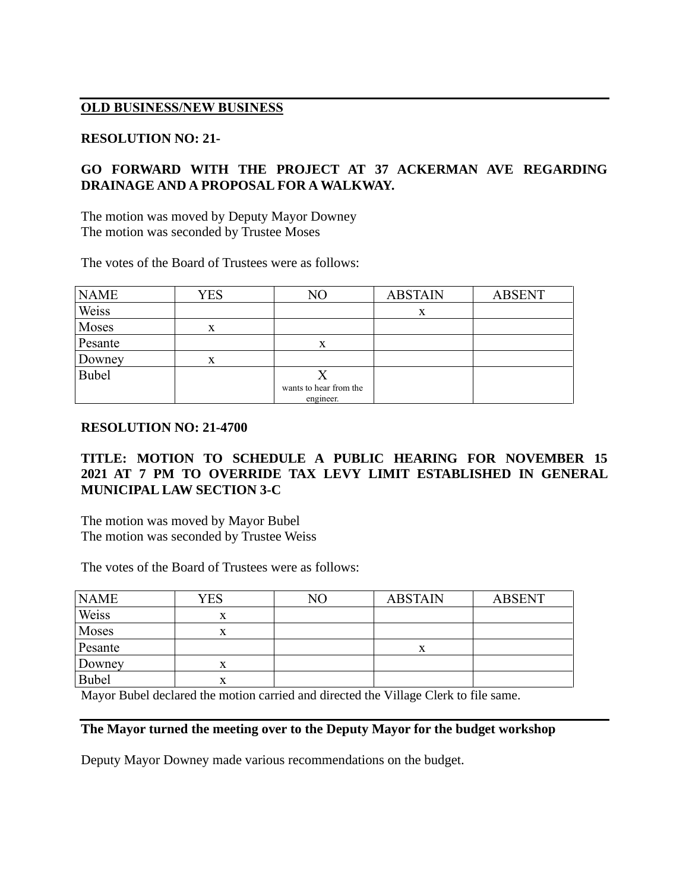**OLD BUSINESS/NEW BUSINESS**

**RESOLUTION NO: 21-**

**GO FORWARD WITH THE PROJECT AT 37 ACKERMAN AVE REGARDING DRAINAGE AND A PROPOSAL FOR A WALKWAY.**

The motion was moved by Deputy Mayor Downey
The motion was seconded by Trustee Moses

The votes of the Board of Trustees were as follows:

| NAME | YES | NO | ABSTAIN | ABSENT |
|---|---|---|---|---|
| Weiss | | | x | |
| Moses | x | | | |
| Pesante | | x | | |
| Downey | x | | | |
| Bubel | | X wants to hear from the engineer. | | |

**RESOLUTION NO: 21-4700**

**TITLE: MOTION TO SCHEDULE A PUBLIC HEARING FOR NOVEMBER 15 2021 AT 7 PM TO OVERRIDE TAX LEVY LIMIT ESTABLISHED IN GENERAL MUNICIPAL LAW SECTION 3-C**

The motion was moved by Mayor Bubel
The motion was seconded by Trustee Weiss

The votes of the Board of Trustees were as follows:

| NAME | YES | NO | ABSTAIN | ABSENT |
|---|---|---|---|---|
| Weiss | x | | | |
| Moses | x | | | |
| Pesante | | | x | |
| Downey | x | | | |
| Bubel | x | | | |

Mayor Bubel declared the motion carried and directed the Village Clerk to file same.

**The Mayor turned the meeting over to the Deputy Mayor for the budget workshop**

Deputy Mayor Downey made various recommendations on the budget.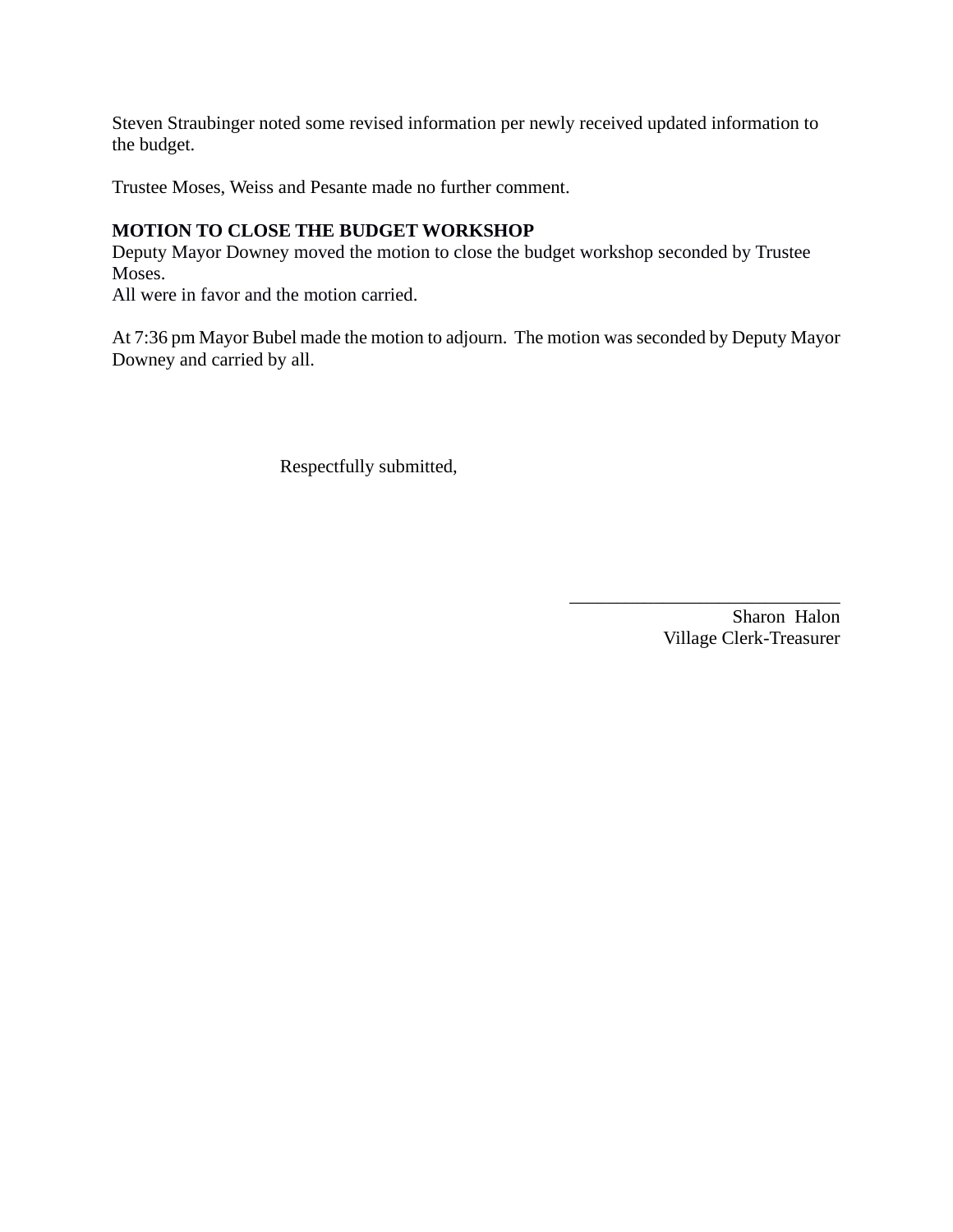Steven Straubinger noted some revised information per newly received updated information to the budget.

Trustee Moses, Weiss and Pesante made no further comment.

**MOTION TO CLOSE THE BUDGET WORKSHOP**
Deputy Mayor Downey moved the motion to close the budget workshop seconded by Trustee Moses.
All were in favor and the motion carried.

At 7:36 pm Mayor Bubel made the motion to adjourn. The motion was seconded by Deputy Mayor Downey and carried by all.

Respectfully submitted,

______________________________
Sharon Halon
Village Clerk-Treasurer